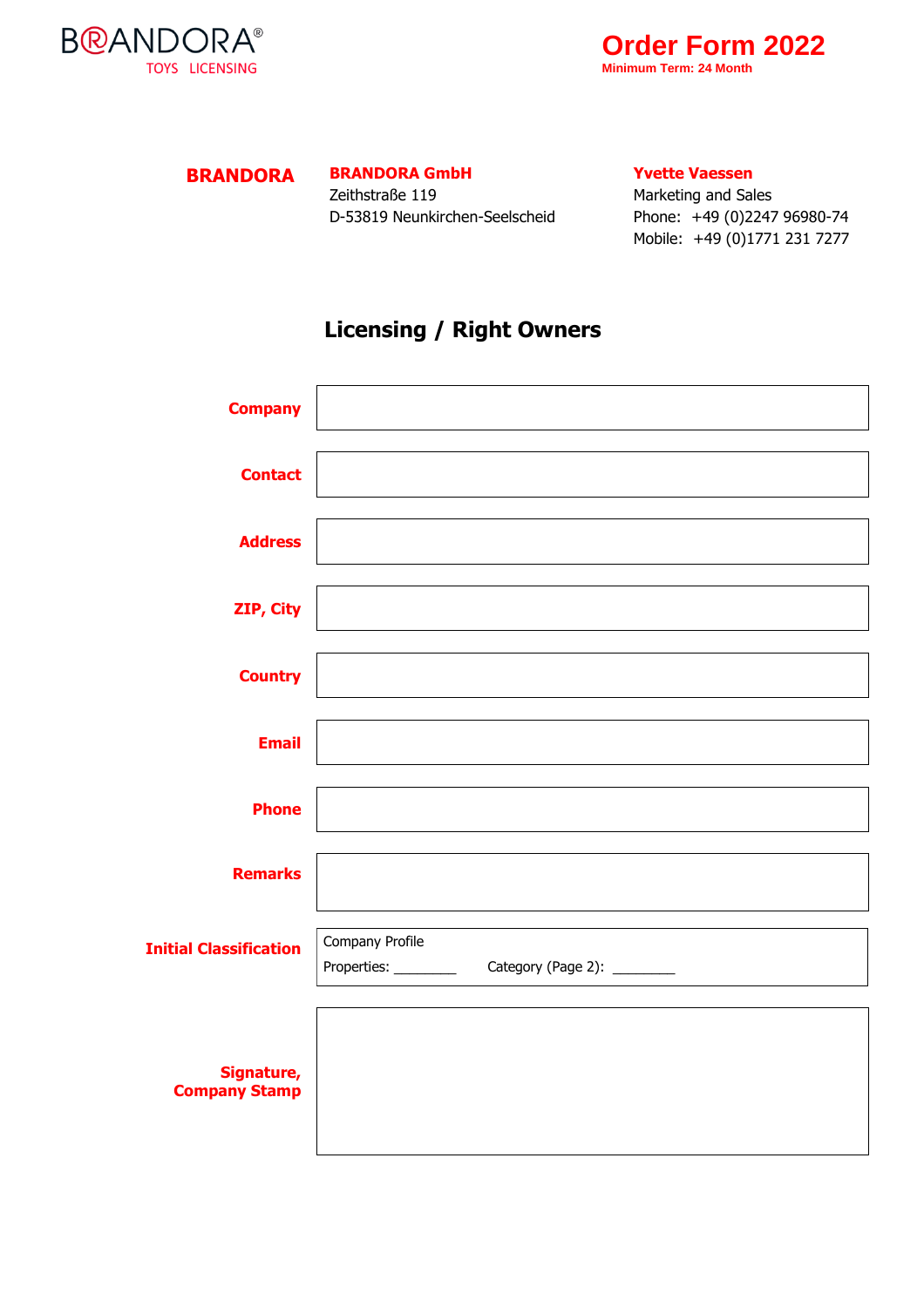BRANDORA®
TOYS LICENSING

# Order Form 2022

**Minimum Term: 24 Month**

**BRANDORA**

**BRANDORA GmbH**
Zeithstraße 119
D-53819 Neunkirchen-Seelscheid

**Yvette Vaessen**
Marketing and Sales
Phone: +49 (0)2247 96980-74
Mobile: +49 (0)1771 231 7277

## Licensing / Right Owners

| | |
|---|---|
| **Company** | |
| **Contact** | |
| **Address** | |
| **ZIP, City** | |
| **Country** | |
| **Email** | |
| **Phone** | |
| **Remarks** | |
| **Initial Classification** | Company Profile<br>Properties: ________ Category (Page 2): ________ |
| **Signature, Company Stamp** | |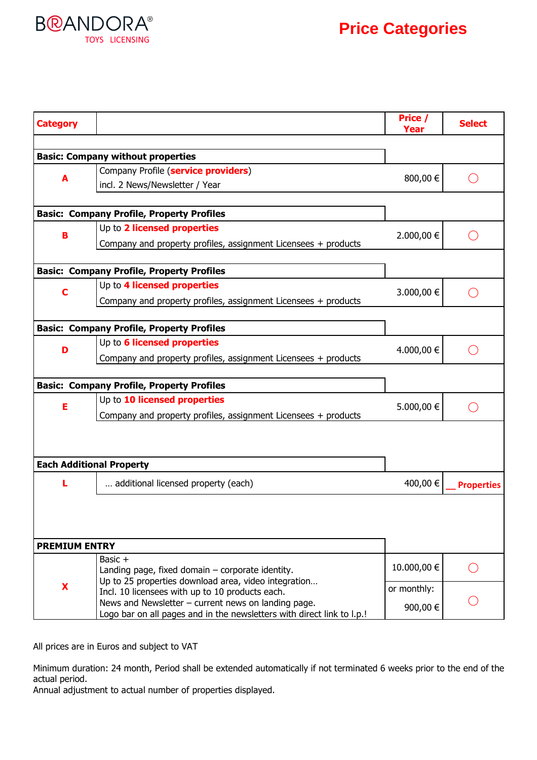BRANDORA®
TOYS LICENSING

# Price Categories

| Category | | Price / Year | Select |
|---|---|---|---|
| **Basic: Company without properties** | | | |
| **A** | Company Profile (**service providers**)<br>incl. 2 News/Newsletter / Year | 800,00 € | ◯ |
| **Basic: Company Profile, Property Profiles** | | | |
| **B** | Up to **2 licensed properties**<br>Company and property profiles, assignment Licensees + products | 2.000,00 € | ◯ |
| **Basic: Company Profile, Property Profiles** | | | |
| **C** | Up to **4 licensed properties**<br>Company and property profiles, assignment Licensees + products | 3.000,00 € | ◯ |
| **Basic: Company Profile, Property Profiles** | | | |
| **D** | Up to **6 licensed properties**<br>Company and property profiles, assignment Licensees + products | 4.000,00 € | ◯ |
| **Basic: Company Profile, Property Profiles** | | | |
| **E** | Up to **10 licensed properties**<br>Company and property profiles, assignment Licensees + products | 5.000,00 € | ◯ |
| **Each Additional Property** | | | |
| **L** | … additional licensed property (each) | 400,00 € | __ **Properties** |
| **PREMIUM ENTRY** | | | |
| **X** | Basic +<br>Landing page, fixed domain – corporate identity.<br>Up to 25 properties download area, video integration…<br>Incl. 10 licensees with up to 10 products each.<br>News and Newsletter – current news on landing page.<br>Logo bar on all pages and in the newsletters with direct link to l.p.! | 10.000,00 € | ◯ |
| | | or monthly:<br>900,00 € | ◯ |

All prices are in Euros and subject to VAT

Minimum duration: 24 month, Period shall be extended automatically if not terminated 6 weeks prior to the end of the actual period.
Annual adjustment to actual number of properties displayed.